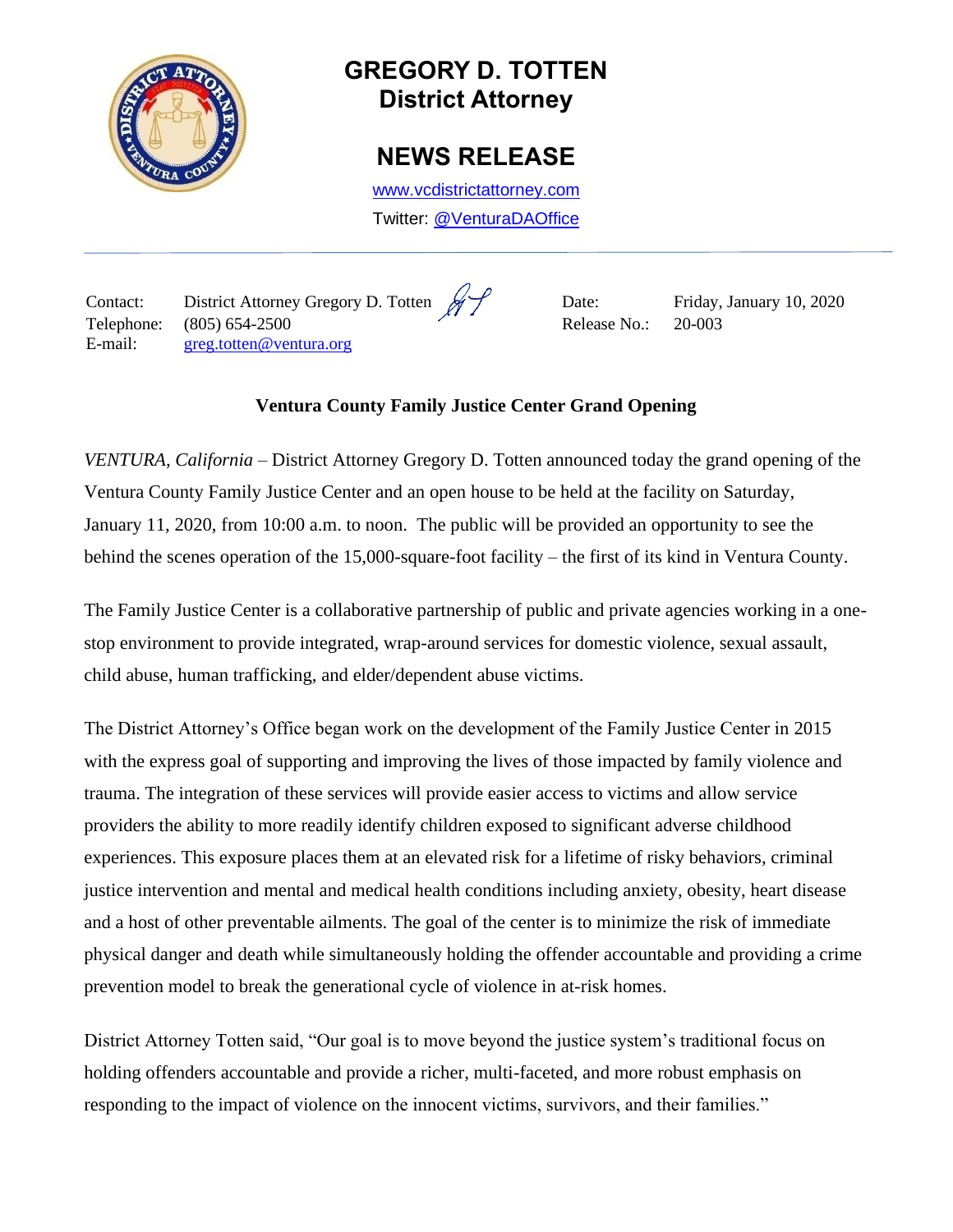# GREGORY D. TOTTEN
## District Attorney

## NEWS RELEASE

www.vcdistrictattorney.com

Twitter: @VenturaDAOffice

| | | | |
|---|---|---|---|
| Contact: | District Attorney Gregory D. Totten | Date: | Friday, January 10, 2020 |
| Telephone: | (805) 654-2500 | Release No.: | 20-003 |
| E-mail: | greg.totten@ventura.org | | |

**Ventura County Family Justice Center Grand Opening**

*VENTURA, California* – District Attorney Gregory D. Totten announced today the grand opening of the Ventura County Family Justice Center and an open house to be held at the facility on Saturday, January 11, 2020, from 10:00 a.m. to noon. The public will be provided an opportunity to see the behind the scenes operation of the 15,000-square-foot facility – the first of its kind in Ventura County.

The Family Justice Center is a collaborative partnership of public and private agencies working in a one-stop environment to provide integrated, wrap-around services for domestic violence, sexual assault, child abuse, human trafficking, and elder/dependent abuse victims.

The District Attorney's Office began work on the development of the Family Justice Center in 2015 with the express goal of supporting and improving the lives of those impacted by family violence and trauma. The integration of these services will provide easier access to victims and allow service providers the ability to more readily identify children exposed to significant adverse childhood experiences. This exposure places them at an elevated risk for a lifetime of risky behaviors, criminal justice intervention and mental and medical health conditions including anxiety, obesity, heart disease and a host of other preventable ailments. The goal of the center is to minimize the risk of immediate physical danger and death while simultaneously holding the offender accountable and providing a crime prevention model to break the generational cycle of violence in at-risk homes.

District Attorney Totten said, "Our goal is to move beyond the justice system's traditional focus on holding offenders accountable and provide a richer, multi-faceted, and more robust emphasis on responding to the impact of violence on the innocent victims, survivors, and their families."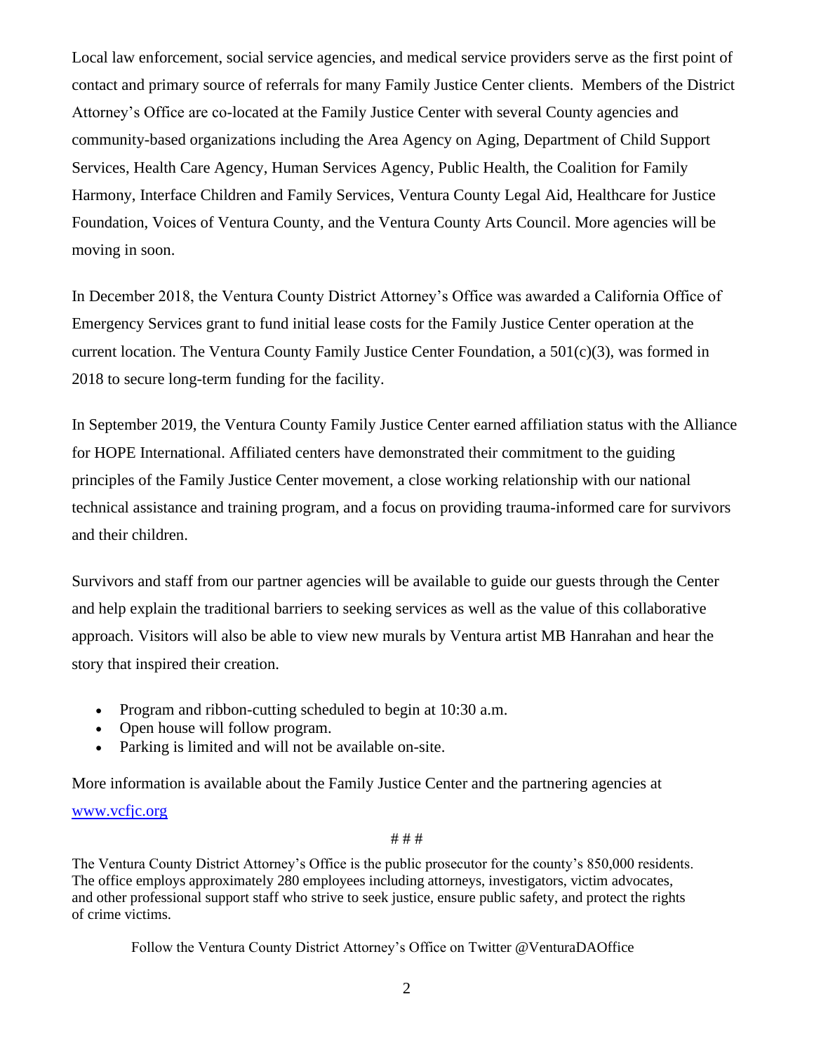Local law enforcement, social service agencies, and medical service providers serve as the first point of contact and primary source of referrals for many Family Justice Center clients. Members of the District Attorney's Office are co-located at the Family Justice Center with several County agencies and community-based organizations including the Area Agency on Aging, Department of Child Support Services, Health Care Agency, Human Services Agency, Public Health, the Coalition for Family Harmony, Interface Children and Family Services, Ventura County Legal Aid, Healthcare for Justice Foundation, Voices of Ventura County, and the Ventura County Arts Council. More agencies will be moving in soon.

In December 2018, the Ventura County District Attorney's Office was awarded a California Office of Emergency Services grant to fund initial lease costs for the Family Justice Center operation at the current location. The Ventura County Family Justice Center Foundation, a 501(c)(3), was formed in 2018 to secure long-term funding for the facility.

In September 2019, the Ventura County Family Justice Center earned affiliation status with the Alliance for HOPE International. Affiliated centers have demonstrated their commitment to the guiding principles of the Family Justice Center movement, a close working relationship with our national technical assistance and training program, and a focus on providing trauma-informed care for survivors and their children.

Survivors and staff from our partner agencies will be available to guide our guests through the Center and help explain the traditional barriers to seeking services as well as the value of this collaborative approach. Visitors will also be able to view new murals by Ventura artist MB Hanrahan and hear the story that inspired their creation.

- Program and ribbon-cutting scheduled to begin at 10:30 a.m.
- Open house will follow program.
- Parking is limited and will not be available on-site.

More information is available about the Family Justice Center and the partnering agencies at [www.vcfjc.org](http://www.vcfjc.org)

# # #

The Ventura County District Attorney's Office is the public prosecutor for the county's 850,000 residents. The office employs approximately 280 employees including attorneys, investigators, victim advocates, and other professional support staff who strive to seek justice, ensure public safety, and protect the rights of crime victims.

Follow the Ventura County District Attorney's Office on Twitter @VenturaDAOffice